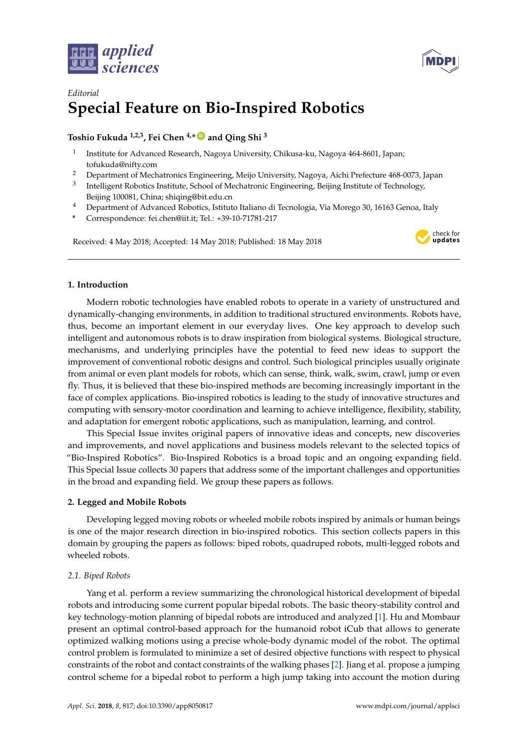*Editorial*

# Special Feature on Bio-Inspired Robotics

**Toshio Fukuda [1,2,3], Fei Chen [4,*] and Qing Shi [3]**

1. Institute for Advanced Research, Nagoya University, Chikusa-ku, Nagoya 464-8601, Japan; tofukuda@nifty.com
2. Department of Mechatronics Engineering, Meijo University, Nagoya, Aichi Prefecture 468-0073, Japan
3. Intelligent Robotics Institute, School of Mechatronic Engineering, Beijing Institute of Technology, Beijing 100081, China; shiqing@bit.edu.cn
4. Department of Advanced Robotics, Istituto Italiano di Tecnologia, Via Morego 30, 16163 Genoa, Italy

\* Correspondence: fei.chen@iit.it; Tel.: +39-10-71781-217

Received: 4 May 2018; Accepted: 14 May 2018; Published: 18 May 2018

## 1. Introduction

Modern robotic technologies have enabled robots to operate in a variety of unstructured and dynamically-changing environments, in addition to traditional structured environments. Robots have, thus, become an important element in our everyday lives. One key approach to develop such intelligent and autonomous robots is to draw inspiration from biological systems. Biological structure, mechanisms, and underlying principles have the potential to feed new ideas to support the improvement of conventional robotic designs and control. Such biological principles usually originate from animal or even plant models for robots, which can sense, think, walk, swim, crawl, jump or even fly. Thus, it is believed that these bio-inspired methods are becoming increasingly important in the face of complex applications. Bio-inspired robotics is leading to the study of innovative structures and computing with sensory-motor coordination and learning to achieve intelligence, flexibility, stability, and adaptation for emergent robotic applications, such as manipulation, learning, and control.

This Special Issue invites original papers of innovative ideas and concepts, new discoveries and improvements, and novel applications and business models relevant to the selected topics of "Bio-Inspired Robotics". Bio-Inspired Robotics is a broad topic and an ongoing expanding field. This Special Issue collects 30 papers that address some of the important challenges and opportunities in the broad and expanding field. We group these papers as follows.

## 2. Legged and Mobile Robots

Developing legged moving robots or wheeled mobile robots inspired by animals or human beings is one of the major research direction in bio-inspired robotics. This section collects papers in this domain by grouping the papers as follows: biped robots, quadruped robots, multi-legged robots and wheeled robots.

### 2.1. Biped Robots

Yang et al. perform a review summarizing the chronological historical development of bipedal robots and introducing some current popular bipedal robots. The basic theory-stability control and key technology-motion planning of bipedal robots are introduced and analyzed [1]. Hu and Mombaur present an optimal control-based approach for the humanoid robot iCub that allows to generate optimized walking motions using a precise whole-body dynamic model of the robot. The optimal control problem is formulated to minimize a set of desired objective functions with respect to physical constraints of the robot and contact constraints of the walking phases [2]. Jiang et al. propose a jumping control scheme for a bipedal robot to perform a high jump taking into account the motion during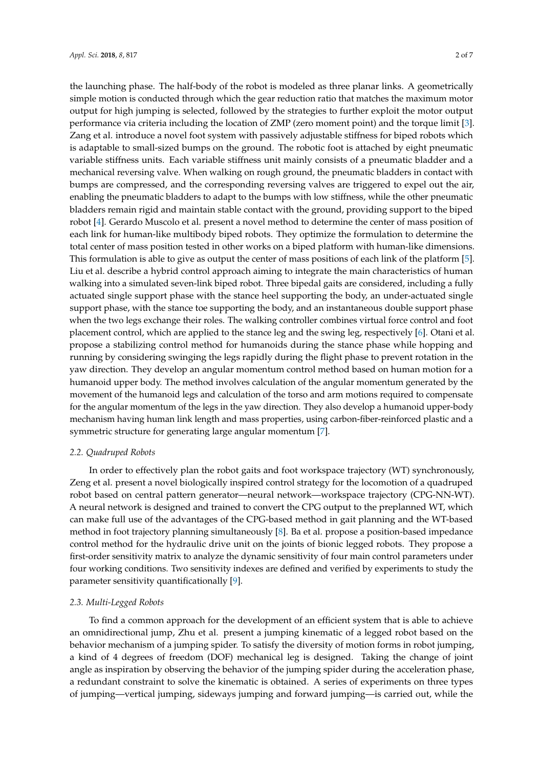the launching phase. The half-body of the robot is modeled as three planar links. A geometrically simple motion is conducted through which the gear reduction ratio that matches the maximum motor output for high jumping is selected, followed by the strategies to further exploit the motor output performance via criteria including the location of ZMP (zero moment point) and the torque limit [3]. Zang et al. introduce a novel foot system with passively adjustable stiffness for biped robots which is adaptable to small-sized bumps on the ground. The robotic foot is attached by eight pneumatic variable stiffness units. Each variable stiffness unit mainly consists of a pneumatic bladder and a mechanical reversing valve. When walking on rough ground, the pneumatic bladders in contact with bumps are compressed, and the corresponding reversing valves are triggered to expel out the air, enabling the pneumatic bladders to adapt to the bumps with low stiffness, while the other pneumatic bladders remain rigid and maintain stable contact with the ground, providing support to the biped robot [4]. Gerardo Muscolo et al. present a novel method to determine the center of mass position of each link for human-like multibody biped robots. They optimize the formulation to determine the total center of mass position tested in other works on a biped platform with human-like dimensions. This formulation is able to give as output the center of mass positions of each link of the platform [5]. Liu et al. describe a hybrid control approach aiming to integrate the main characteristics of human walking into a simulated seven-link biped robot. Three bipedal gaits are considered, including a fully actuated single support phase with the stance heel supporting the body, an under-actuated single support phase, with the stance toe supporting the body, and an instantaneous double support phase when the two legs exchange their roles. The walking controller combines virtual force control and foot placement control, which are applied to the stance leg and the swing leg, respectively [6]. Otani et al. propose a stabilizing control method for humanoids during the stance phase while hopping and running by considering swinging the legs rapidly during the flight phase to prevent rotation in the yaw direction. They develop an angular momentum control method based on human motion for a humanoid upper body. The method involves calculation of the angular momentum generated by the movement of the humanoid legs and calculation of the torso and arm motions required to compensate for the angular momentum of the legs in the yaw direction. They also develop a humanoid upper-body mechanism having human link length and mass properties, using carbon-fiber-reinforced plastic and a symmetric structure for generating large angular momentum [7].

### 2.2. Quadruped Robots

In order to effectively plan the robot gaits and foot workspace trajectory (WT) synchronously, Zeng et al. present a novel biologically inspired control strategy for the locomotion of a quadruped robot based on central pattern generator—neural network—workspace trajectory (CPG-NN-WT). A neural network is designed and trained to convert the CPG output to the preplanned WT, which can make full use of the advantages of the CPG-based method in gait planning and the WT-based method in foot trajectory planning simultaneously [8]. Ba et al. propose a position-based impedance control method for the hydraulic drive unit on the joints of bionic legged robots. They propose a first-order sensitivity matrix to analyze the dynamic sensitivity of four main control parameters under four working conditions. Two sensitivity indexes are defined and verified by experiments to study the parameter sensitivity quantificationally [9].

### 2.3. Multi-Legged Robots

To find a common approach for the development of an efficient system that is able to achieve an omnidirectional jump, Zhu et al. present a jumping kinematic of a legged robot based on the behavior mechanism of a jumping spider. To satisfy the diversity of motion forms in robot jumping, a kind of 4 degrees of freedom (DOF) mechanical leg is designed. Taking the change of joint angle as inspiration by observing the behavior of the jumping spider during the acceleration phase, a redundant constraint to solve the kinematic is obtained. A series of experiments on three types of jumping—vertical jumping, sideways jumping and forward jumping—is carried out, while the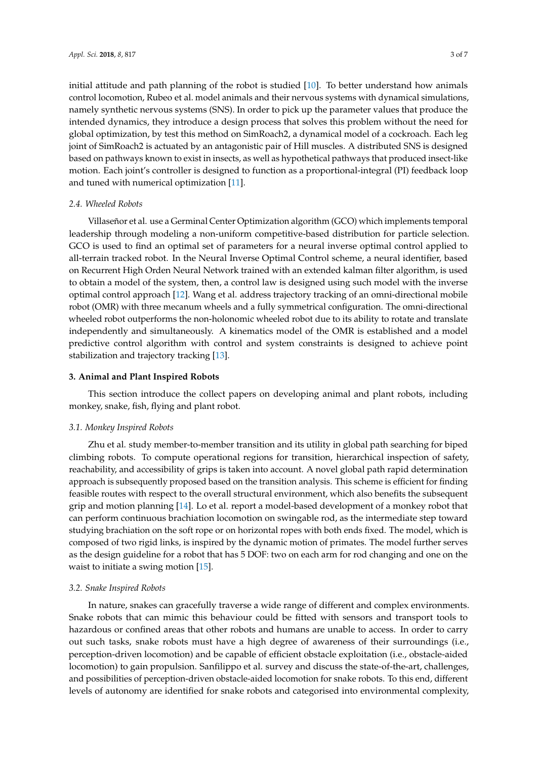initial attitude and path planning of the robot is studied [10]. To better understand how animals control locomotion, Rubeo et al. model animals and their nervous systems with dynamical simulations, namely synthetic nervous systems (SNS). In order to pick up the parameter values that produce the intended dynamics, they introduce a design process that solves this problem without the need for global optimization, by test this method on SimRoach2, a dynamical model of a cockroach. Each leg joint of SimRoach2 is actuated by an antagonistic pair of Hill muscles. A distributed SNS is designed based on pathways known to exist in insects, as well as hypothetical pathways that produced insect-like motion. Each joint's controller is designed to function as a proportional-integral (PI) feedback loop and tuned with numerical optimization [11].

### 2.4. Wheeled Robots

Villaseñor et al. use a Germinal Center Optimization algorithm (GCO) which implements temporal leadership through modeling a non-uniform competitive-based distribution for particle selection. GCO is used to find an optimal set of parameters for a neural inverse optimal control applied to all-terrain tracked robot. In the Neural Inverse Optimal Control scheme, a neural identifier, based on Recurrent High Orden Neural Network trained with an extended kalman filter algorithm, is used to obtain a model of the system, then, a control law is designed using such model with the inverse optimal control approach [12]. Wang et al. address trajectory tracking of an omni-directional mobile robot (OMR) with three mecanum wheels and a fully symmetrical configuration. The omni-directional wheeled robot outperforms the non-holonomic wheeled robot due to its ability to rotate and translate independently and simultaneously. A kinematics model of the OMR is established and a model predictive control algorithm with control and system constraints is designed to achieve point stabilization and trajectory tracking [13].

## 3. Animal and Plant Inspired Robots

This section introduce the collect papers on developing animal and plant robots, including monkey, snake, fish, flying and plant robot.

### 3.1. Monkey Inspired Robots

Zhu et al. study member-to-member transition and its utility in global path searching for biped climbing robots. To compute operational regions for transition, hierarchical inspection of safety, reachability, and accessibility of grips is taken into account. A novel global path rapid determination approach is subsequently proposed based on the transition analysis. This scheme is efficient for finding feasible routes with respect to the overall structural environment, which also benefits the subsequent grip and motion planning [14]. Lo et al. report a model-based development of a monkey robot that can perform continuous brachiation locomotion on swingable rod, as the intermediate step toward studying brachiation on the soft rope or on horizontal ropes with both ends fixed. The model, which is composed of two rigid links, is inspired by the dynamic motion of primates. The model further serves as the design guideline for a robot that has 5 DOF: two on each arm for rod changing and one on the waist to initiate a swing motion [15].

### 3.2. Snake Inspired Robots

In nature, snakes can gracefully traverse a wide range of different and complex environments. Snake robots that can mimic this behaviour could be fitted with sensors and transport tools to hazardous or confined areas that other robots and humans are unable to access. In order to carry out such tasks, snake robots must have a high degree of awareness of their surroundings (i.e., perception-driven locomotion) and be capable of efficient obstacle exploitation (i.e., obstacle-aided locomotion) to gain propulsion. Sanfilippo et al. survey and discuss the state-of-the-art, challenges, and possibilities of perception-driven obstacle-aided locomotion for snake robots. To this end, different levels of autonomy are identified for snake robots and categorised into environmental complexity,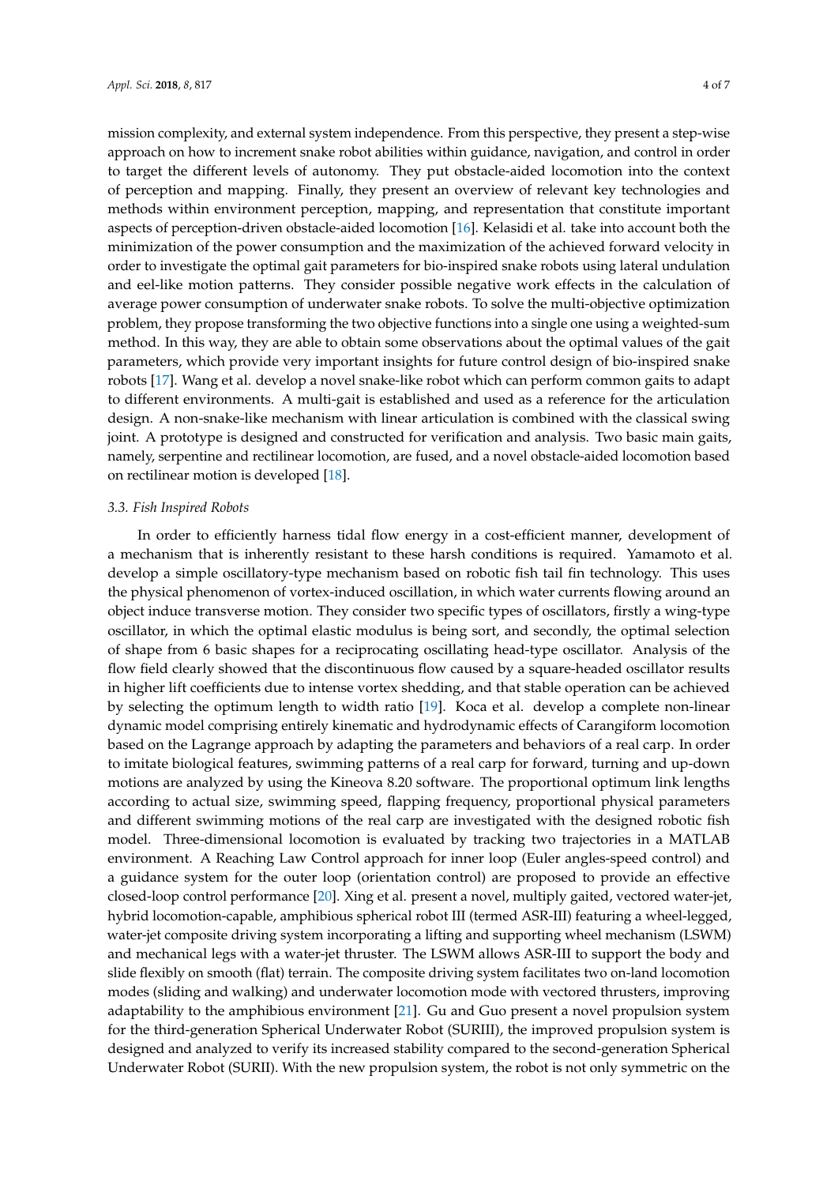mission complexity, and external system independence. From this perspective, they present a step-wise approach on how to increment snake robot abilities within guidance, navigation, and control in order to target the different levels of autonomy. They put obstacle-aided locomotion into the context of perception and mapping. Finally, they present an overview of relevant key technologies and methods within environment perception, mapping, and representation that constitute important aspects of perception-driven obstacle-aided locomotion [16]. Kelasidi et al. take into account both the minimization of the power consumption and the maximization of the achieved forward velocity in order to investigate the optimal gait parameters for bio-inspired snake robots using lateral undulation and eel-like motion patterns. They consider possible negative work effects in the calculation of average power consumption of underwater snake robots. To solve the multi-objective optimization problem, they propose transforming the two objective functions into a single one using a weighted-sum method. In this way, they are able to obtain some observations about the optimal values of the gait parameters, which provide very important insights for future control design of bio-inspired snake robots [17]. Wang et al. develop a novel snake-like robot which can perform common gaits to adapt to different environments. A multi-gait is established and used as a reference for the articulation design. A non-snake-like mechanism with linear articulation is combined with the classical swing joint. A prototype is designed and constructed for verification and analysis. Two basic main gaits, namely, serpentine and rectilinear locomotion, are fused, and a novel obstacle-aided locomotion based on rectilinear motion is developed [18].

### *3.3. Fish Inspired Robots*

In order to efficiently harness tidal flow energy in a cost-efficient manner, development of a mechanism that is inherently resistant to these harsh conditions is required. Yamamoto et al. develop a simple oscillatory-type mechanism based on robotic fish tail fin technology. This uses the physical phenomenon of vortex-induced oscillation, in which water currents flowing around an object induce transverse motion. They consider two specific types of oscillators, firstly a wing-type oscillator, in which the optimal elastic modulus is being sort, and secondly, the optimal selection of shape from 6 basic shapes for a reciprocating oscillating head-type oscillator. Analysis of the flow field clearly showed that the discontinuous flow caused by a square-headed oscillator results in higher lift coefficients due to intense vortex shedding, and that stable operation can be achieved by selecting the optimum length to width ratio [19]. Koca et al. develop a complete non-linear dynamic model comprising entirely kinematic and hydrodynamic effects of Carangiform locomotion based on the Lagrange approach by adapting the parameters and behaviors of a real carp. In order to imitate biological features, swimming patterns of a real carp for forward, turning and up-down motions are analyzed by using the Kineova 8.20 software. The proportional optimum link lengths according to actual size, swimming speed, flapping frequency, proportional physical parameters and different swimming motions of the real carp are investigated with the designed robotic fish model. Three-dimensional locomotion is evaluated by tracking two trajectories in a MATLAB environment. A Reaching Law Control approach for inner loop (Euler angles-speed control) and a guidance system for the outer loop (orientation control) are proposed to provide an effective closed-loop control performance [20]. Xing et al. present a novel, multiply gaited, vectored water-jet, hybrid locomotion-capable, amphibious spherical robot III (termed ASR-III) featuring a wheel-legged, water-jet composite driving system incorporating a lifting and supporting wheel mechanism (LSWM) and mechanical legs with a water-jet thruster. The LSWM allows ASR-III to support the body and slide flexibly on smooth (flat) terrain. The composite driving system facilitates two on-land locomotion modes (sliding and walking) and underwater locomotion mode with vectored thrusters, improving adaptability to the amphibious environment [21]. Gu and Guo present a novel propulsion system for the third-generation Spherical Underwater Robot (SURIII), the improved propulsion system is designed and analyzed to verify its increased stability compared to the second-generation Spherical Underwater Robot (SURII). With the new propulsion system, the robot is not only symmetric on the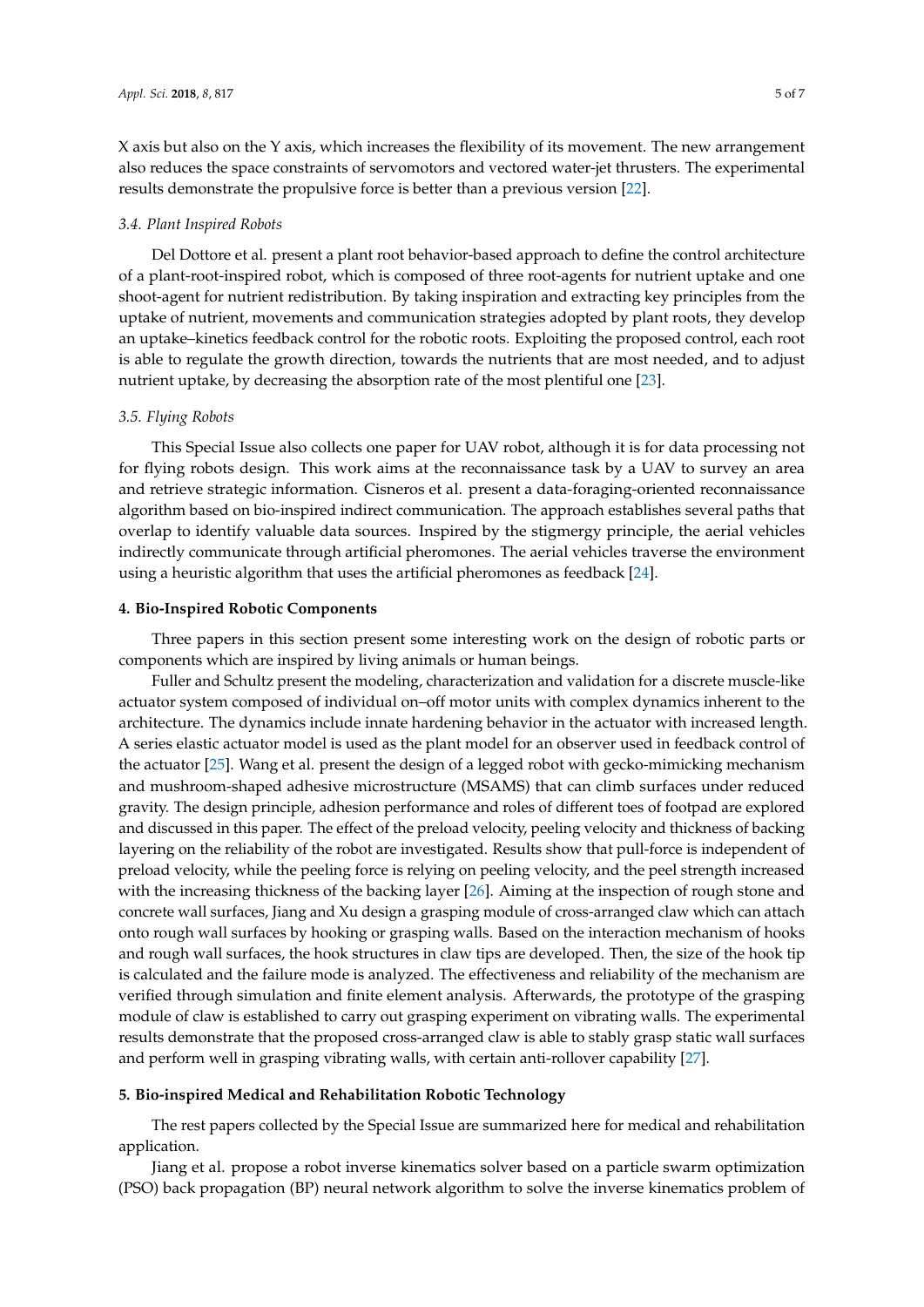X axis but also on the Y axis, which increases the flexibility of its movement. The new arrangement also reduces the space constraints of servomotors and vectored water-jet thrusters. The experimental results demonstrate the propulsive force is better than a previous version [22].

### 3.4. Plant Inspired Robots

Del Dottore et al. present a plant root behavior-based approach to define the control architecture of a plant-root-inspired robot, which is composed of three root-agents for nutrient uptake and one shoot-agent for nutrient redistribution. By taking inspiration and extracting key principles from the uptake of nutrient, movements and communication strategies adopted by plant roots, they develop an uptake–kinetics feedback control for the robotic roots. Exploiting the proposed control, each root is able to regulate the growth direction, towards the nutrients that are most needed, and to adjust nutrient uptake, by decreasing the absorption rate of the most plentiful one [23].

### 3.5. Flying Robots

This Special Issue also collects one paper for UAV robot, although it is for data processing not for flying robots design. This work aims at the reconnaissance task by a UAV to survey an area and retrieve strategic information. Cisneros et al. present a data-foraging-oriented reconnaissance algorithm based on bio-inspired indirect communication. The approach establishes several paths that overlap to identify valuable data sources. Inspired by the stigmergy principle, the aerial vehicles indirectly communicate through artificial pheromones. The aerial vehicles traverse the environment using a heuristic algorithm that uses the artificial pheromones as feedback [24].

## 4. Bio-Inspired Robotic Components

Three papers in this section present some interesting work on the design of robotic parts or components which are inspired by living animals or human beings.

Fuller and Schultz present the modeling, characterization and validation for a discrete muscle-like actuator system composed of individual on–off motor units with complex dynamics inherent to the architecture. The dynamics include innate hardening behavior in the actuator with increased length. A series elastic actuator model is used as the plant model for an observer used in feedback control of the actuator [25]. Wang et al. present the design of a legged robot with gecko-mimicking mechanism and mushroom-shaped adhesive microstructure (MSAMS) that can climb surfaces under reduced gravity. The design principle, adhesion performance and roles of different toes of footpad are explored and discussed in this paper. The effect of the preload velocity, peeling velocity and thickness of backing layering on the reliability of the robot are investigated. Results show that pull-force is independent of preload velocity, while the peeling force is relying on peeling velocity, and the peel strength increased with the increasing thickness of the backing layer [26]. Aiming at the inspection of rough stone and concrete wall surfaces, Jiang and Xu design a grasping module of cross-arranged claw which can attach onto rough wall surfaces by hooking or grasping walls. Based on the interaction mechanism of hooks and rough wall surfaces, the hook structures in claw tips are developed. Then, the size of the hook tip is calculated and the failure mode is analyzed. The effectiveness and reliability of the mechanism are verified through simulation and finite element analysis. Afterwards, the prototype of the grasping module of claw is established to carry out grasping experiment on vibrating walls. The experimental results demonstrate that the proposed cross-arranged claw is able to stably grasp static wall surfaces and perform well in grasping vibrating walls, with certain anti-rollover capability [27].

## 5. Bio-inspired Medical and Rehabilitation Robotic Technology

The rest papers collected by the Special Issue are summarized here for medical and rehabilitation application.

Jiang et al. propose a robot inverse kinematics solver based on a particle swarm optimization (PSO) back propagation (BP) neural network algorithm to solve the inverse kinematics problem of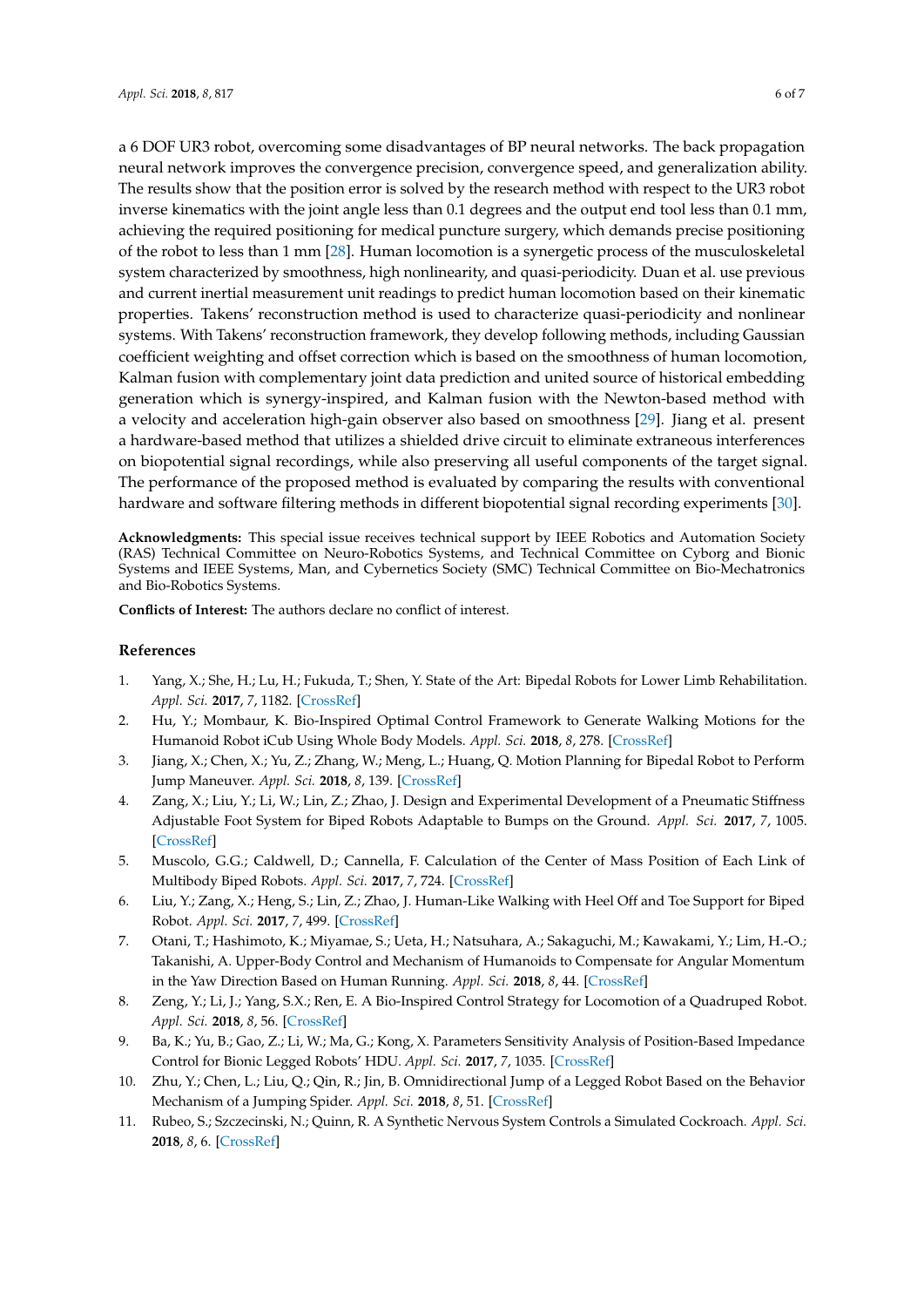a 6 DOF UR3 robot, overcoming some disadvantages of BP neural networks. The back propagation neural network improves the convergence precision, convergence speed, and generalization ability. The results show that the position error is solved by the research method with respect to the UR3 robot inverse kinematics with the joint angle less than 0.1 degrees and the output end tool less than 0.1 mm, achieving the required positioning for medical puncture surgery, which demands precise positioning of the robot to less than 1 mm [28]. Human locomotion is a synergetic process of the musculoskeletal system characterized by smoothness, high nonlinearity, and quasi-periodicity. Duan et al. use previous and current inertial measurement unit readings to predict human locomotion based on their kinematic properties. Takens' reconstruction method is used to characterize quasi-periodicity and nonlinear systems. With Takens' reconstruction framework, they develop following methods, including Gaussian coefficient weighting and offset correction which is based on the smoothness of human locomotion, Kalman fusion with complementary joint data prediction and united source of historical embedding generation which is synergy-inspired, and Kalman fusion with the Newton-based method with a velocity and acceleration high-gain observer also based on smoothness [29]. Jiang et al. present a hardware-based method that utilizes a shielded drive circuit to eliminate extraneous interferences on biopotential signal recordings, while also preserving all useful components of the target signal. The performance of the proposed method is evaluated by comparing the results with conventional hardware and software filtering methods in different biopotential signal recording experiments [30].

**Acknowledgments:** This special issue receives technical support by IEEE Robotics and Automation Society (RAS) Technical Committee on Neuro-Robotics Systems, and Technical Committee on Cyborg and Bionic Systems and IEEE Systems, Man, and Cybernetics Society (SMC) Technical Committee on Bio-Mechatronics and Bio-Robotics Systems.

**Conflicts of Interest:** The authors declare no conflict of interest.

## References

1. Yang, X.; She, H.; Lu, H.; Fukuda, T.; Shen, Y. State of the Art: Bipedal Robots for Lower Limb Rehabilitation. *Appl. Sci.* **2017**, *7*, 1182. [CrossRef]
2. Hu, Y.; Mombaur, K. Bio-Inspired Optimal Control Framework to Generate Walking Motions for the Humanoid Robot iCub Using Whole Body Models. *Appl. Sci.* **2018**, *8*, 278. [CrossRef]
3. Jiang, X.; Chen, X.; Yu, Z.; Zhang, W.; Meng, L.; Huang, Q. Motion Planning for Bipedal Robot to Perform Jump Maneuver. *Appl. Sci.* **2018**, *8*, 139. [CrossRef]
4. Zang, X.; Liu, Y.; Li, W.; Lin, Z.; Zhao, J. Design and Experimental Development of a Pneumatic Stiffness Adjustable Foot System for Biped Robots Adaptable to Bumps on the Ground. *Appl. Sci.* **2017**, *7*, 1005. [CrossRef]
5. Muscolo, G.G.; Caldwell, D.; Cannella, F. Calculation of the Center of Mass Position of Each Link of Multibody Biped Robots. *Appl. Sci.* **2017**, *7*, 724. [CrossRef]
6. Liu, Y.; Zang, X.; Heng, S.; Lin, Z.; Zhao, J. Human-Like Walking with Heel Off and Toe Support for Biped Robot. *Appl. Sci.* **2017**, *7*, 499. [CrossRef]
7. Otani, T.; Hashimoto, K.; Miyamae, S.; Ueta, H.; Natsuhara, A.; Sakaguchi, M.; Kawakami, Y.; Lim, H.-O.; Takanishi, A. Upper-Body Control and Mechanism of Humanoids to Compensate for Angular Momentum in the Yaw Direction Based on Human Running. *Appl. Sci.* **2018**, *8*, 44. [CrossRef]
8. Zeng, Y.; Li, J.; Yang, S.X.; Ren, E. A Bio-Inspired Control Strategy for Locomotion of a Quadruped Robot. *Appl. Sci.* **2018**, *8*, 56. [CrossRef]
9. Ba, K.; Yu, B.; Gao, Z.; Li, W.; Ma, G.; Kong, X. Parameters Sensitivity Analysis of Position-Based Impedance Control for Bionic Legged Robots' HDU. *Appl. Sci.* **2017**, *7*, 1035. [CrossRef]
10. Zhu, Y.; Chen, L.; Liu, Q.; Qin, R.; Jin, B. Omnidirectional Jump of a Legged Robot Based on the Behavior Mechanism of a Jumping Spider. *Appl. Sci.* **2018**, *8*, 51. [CrossRef]
11. Rubeo, S.; Szczecinski, N.; Quinn, R. A Synthetic Nervous System Controls a Simulated Cockroach. *Appl. Sci.* **2018**, *8*, 6. [CrossRef]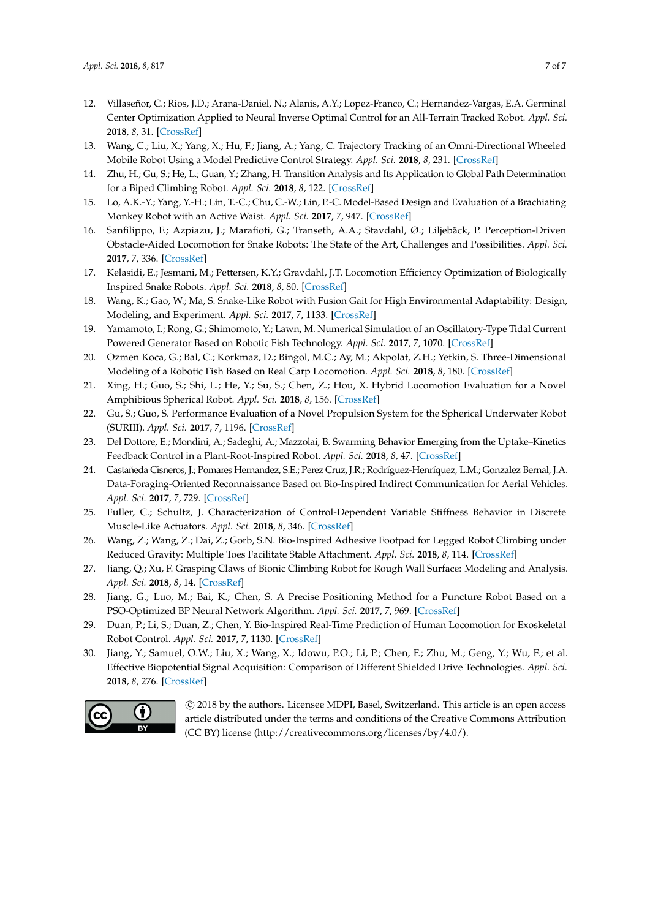12. Villaseñor, C.; Rios, J.D.; Arana-Daniel, N.; Alanis, A.Y.; Lopez-Franco, C.; Hernandez-Vargas, E.A. Germinal Center Optimization Applied to Neural Inverse Optimal Control for an All-Terrain Tracked Robot. *Appl. Sci.* **2018**, *8*, 31. [CrossRef]
13. Wang, C.; Liu, X.; Yang, X.; Hu, F.; Jiang, A.; Yang, C. Trajectory Tracking of an Omni-Directional Wheeled Mobile Robot Using a Model Predictive Control Strategy. *Appl. Sci.* **2018**, *8*, 231. [CrossRef]
14. Zhu, H.; Gu, S.; He, L.; Guan, Y.; Zhang, H. Transition Analysis and Its Application to Global Path Determination for a Biped Climbing Robot. *Appl. Sci.* **2018**, *8*, 122. [CrossRef]
15. Lo, A.K.-Y.; Yang, Y.-H.; Lin, T.-C.; Chu, C.-W.; Lin, P.-C. Model-Based Design and Evaluation of a Brachiating Monkey Robot with an Active Waist. *Appl. Sci.* **2017**, *7*, 947. [CrossRef]
16. Sanfilippo, F.; Azpiazu, J.; Marafioti, G.; Transeth, A.A.; Stavdahl, Ø.; Liljebäck, P. Perception-Driven Obstacle-Aided Locomotion for Snake Robots: The State of the Art, Challenges and Possibilities. *Appl. Sci.* **2017**, *7*, 336. [CrossRef]
17. Kelasidi, E.; Jesmani, M.; Pettersen, K.Y.; Gravdahl, J.T. Locomotion Efficiency Optimization of Biologically Inspired Snake Robots. *Appl. Sci.* **2018**, *8*, 80. [CrossRef]
18. Wang, K.; Gao, W.; Ma, S. Snake-Like Robot with Fusion Gait for High Environmental Adaptability: Design, Modeling, and Experiment. *Appl. Sci.* **2017**, *7*, 1133. [CrossRef]
19. Yamamoto, I.; Rong, G.; Shimomoto, Y.; Lawn, M. Numerical Simulation of an Oscillatory-Type Tidal Current Powered Generator Based on Robotic Fish Technology. *Appl. Sci.* **2017**, *7*, 1070. [CrossRef]
20. Ozmen Koca, G.; Bal, C.; Korkmaz, D.; Bingol, M.C.; Ay, M.; Akpolat, Z.H.; Yetkin, S. Three-Dimensional Modeling of a Robotic Fish Based on Real Carp Locomotion. *Appl. Sci.* **2018**, *8*, 180. [CrossRef]
21. Xing, H.; Guo, S.; Shi, L.; He, Y.; Su, S.; Chen, Z.; Hou, X. Hybrid Locomotion Evaluation for a Novel Amphibious Spherical Robot. *Appl. Sci.* **2018**, *8*, 156. [CrossRef]
22. Gu, S.; Guo, S. Performance Evaluation of a Novel Propulsion System for the Spherical Underwater Robot (SURIII). *Appl. Sci.* **2017**, *7*, 1196. [CrossRef]
23. Del Dottore, E.; Mondini, A.; Sadeghi, A.; Mazzolai, B. Swarming Behavior Emerging from the Uptake–Kinetics Feedback Control in a Plant-Root-Inspired Robot. *Appl. Sci.* **2018**, *8*, 47. [CrossRef]
24. Castañeda Cisneros, J.; Pomares Hernandez, S.E.; Perez Cruz, J.R.; Rodríguez-Henríquez, L.M.; Gonzalez Bernal, J.A. Data-Foraging-Oriented Reconnaissance Based on Bio-Inspired Indirect Communication for Aerial Vehicles. *Appl. Sci.* **2017**, *7*, 729. [CrossRef]
25. Fuller, C.; Schultz, J. Characterization of Control-Dependent Variable Stiffness Behavior in Discrete Muscle-Like Actuators. *Appl. Sci.* **2018**, *8*, 346. [CrossRef]
26. Wang, Z.; Wang, Z.; Dai, Z.; Gorb, S.N. Bio-Inspired Adhesive Footpad for Legged Robot Climbing under Reduced Gravity: Multiple Toes Facilitate Stable Attachment. *Appl. Sci.* **2018**, *8*, 114. [CrossRef]
27. Jiang, Q.; Xu, F. Grasping Claws of Bionic Climbing Robot for Rough Wall Surface: Modeling and Analysis. *Appl. Sci.* **2018**, *8*, 14. [CrossRef]
28. Jiang, G.; Luo, M.; Bai, K.; Chen, S. A Precise Positioning Method for a Puncture Robot Based on a PSO-Optimized BP Neural Network Algorithm. *Appl. Sci.* **2017**, *7*, 969. [CrossRef]
29. Duan, P.; Li, S.; Duan, Z.; Chen, Y. Bio-Inspired Real-Time Prediction of Human Locomotion for Exoskeletal Robot Control. *Appl. Sci.* **2017**, *7*, 1130. [CrossRef]
30. Jiang, Y.; Samuel, O.W.; Liu, X.; Wang, X.; Idowu, P.O.; Li, P.; Chen, F.; Zhu, M.; Geng, Y.; Wu, F.; et al. Effective Biopotential Signal Acquisition: Comparison of Different Shielded Drive Technologies. *Appl. Sci.* **2018**, *8*, 276. [CrossRef]

© 2018 by the authors. Licensee MDPI, Basel, Switzerland. This article is an open access article distributed under the terms and conditions of the Creative Commons Attribution (CC BY) license (http://creativecommons.org/licenses/by/4.0/).